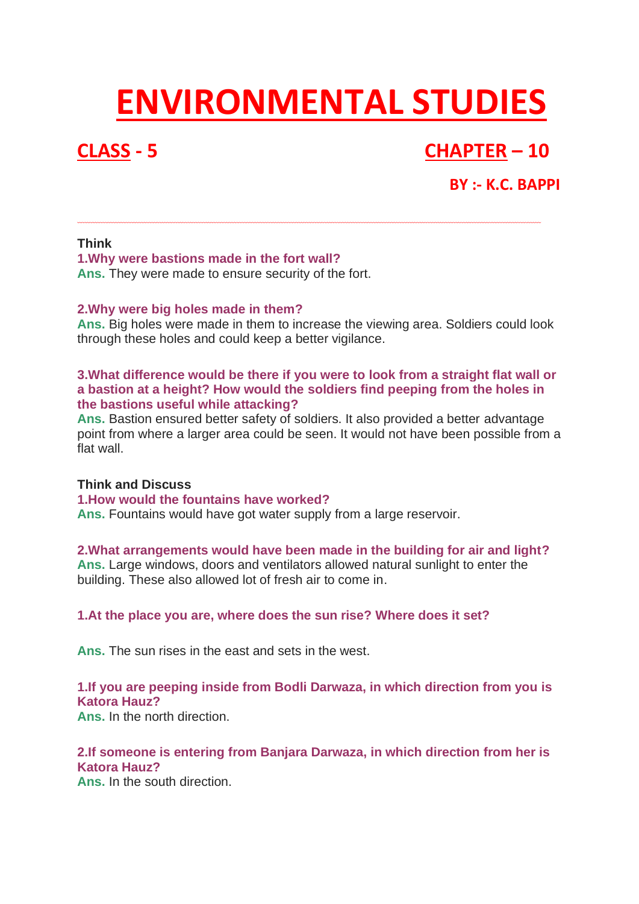# ENVIRONMENTAL STUDIES

## CLASS - 5 CHAPTER – 10

**BY :- K.C. BAPPI**

---

**Think**

**1.Why were bastions made in the fort wall?**
**Ans.** They were made to ensure security of the fort.

**2.Why were big holes made in them?**
**Ans.** Big holes were made in them to increase the viewing area. Soldiers could look through these holes and could keep a better vigilance.

**3.What difference would be there if you were to look from a straight flat wall or a bastion at a height? How would the soldiers find peeping from the holes in the bastions useful while attacking?**
**Ans.** Bastion ensured better safety of soldiers. It also provided a better advantage point from where a larger area could be seen. It would not have been possible from a flat wall.

**Think and Discuss**

**1.How would the fountains have worked?**
**Ans.** Fountains would have got water supply from a large reservoir.

**2.What arrangements would have been made in the building for air and light?**
**Ans.** Large windows, doors and ventilators allowed natural sunlight to enter the building. These also allowed lot of fresh air to come in.

**1.At the place you are, where does the sun rise? Where does it set?**

**Ans.** The sun rises in the east and sets in the west.

**1.If you are peeping inside from Bodli Darwaza, in which direction from you is Katora Hauz?**
**Ans.** In the north direction.

**2.If someone is entering from Banjara Darwaza, in which direction from her is Katora Hauz?**
**Ans.** In the south direction.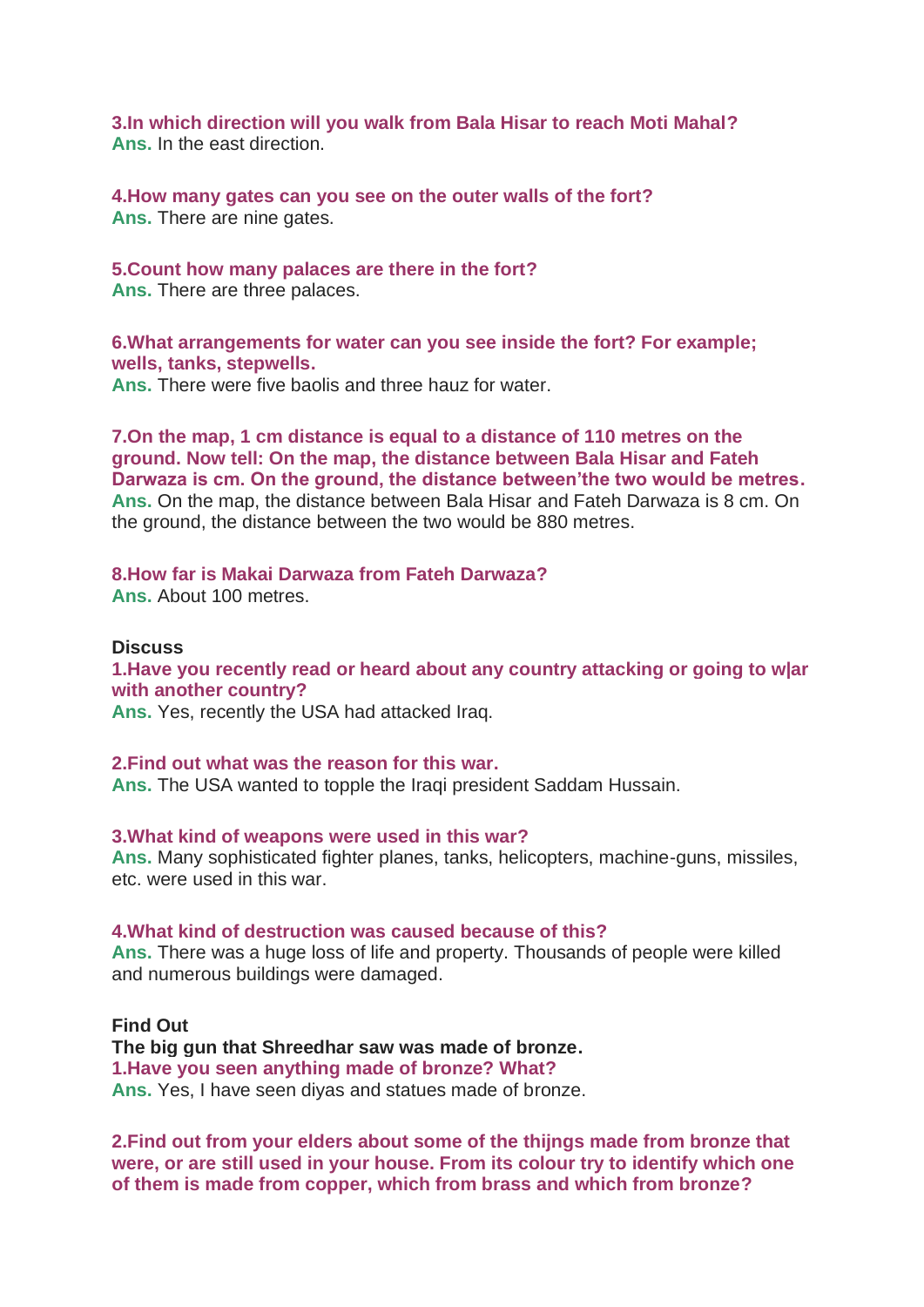**3.In which direction will you walk from Bala Hisar to reach Moti Mahal?**
**Ans.** In the east direction.

**4.How many gates can you see on the outer walls of the fort?**
**Ans.** There are nine gates.

**5.Count how many palaces are there in the fort?**
**Ans.** There are three palaces.

**6.What arrangements for water can you see inside the fort? For example; wells, tanks, stepwells.**
**Ans.** There were five baolis and three hauz for water.

**7.On the map, 1 cm distance is equal to a distance of 110 metres on the ground. Now tell: On the map, the distance between Bala Hisar and Fateh Darwaza is cm. On the ground, the distance between'the two would be metres.**
**Ans.** On the map, the distance between Bala Hisar and Fateh Darwaza is 8 cm. On the ground, the distance between the two would be 880 metres.

**8.How far is Makai Darwaza from Fateh Darwaza?**
**Ans.** About 100 metres.

**Discuss**

**1.Have you recently read or heard about any country attacking or going to w|ar with another country?**
**Ans.** Yes, recently the USA had attacked Iraq.

**2.Find out what was the reason for this war.**
**Ans.** The USA wanted to topple the Iraqi president Saddam Hussain.

**3.What kind of weapons were used in this war?**
**Ans.** Many sophisticated fighter planes, tanks, helicopters, machine-guns, missiles, etc. were used in this war.

**4.What kind of destruction was caused because of this?**
**Ans.** There was a huge loss of life and property. Thousands of people were killed and numerous buildings were damaged.

**Find Out**

**The big gun that Shreedhar saw was made of bronze.**

**1.Have you seen anything made of bronze? What?**
**Ans.** Yes, I have seen diyas and statues made of bronze.

**2.Find out from your elders about some of the thijngs made from bronze that were, or are still used in your house. From its colour try to identify which one of them is made from copper, which from brass and which from bronze?**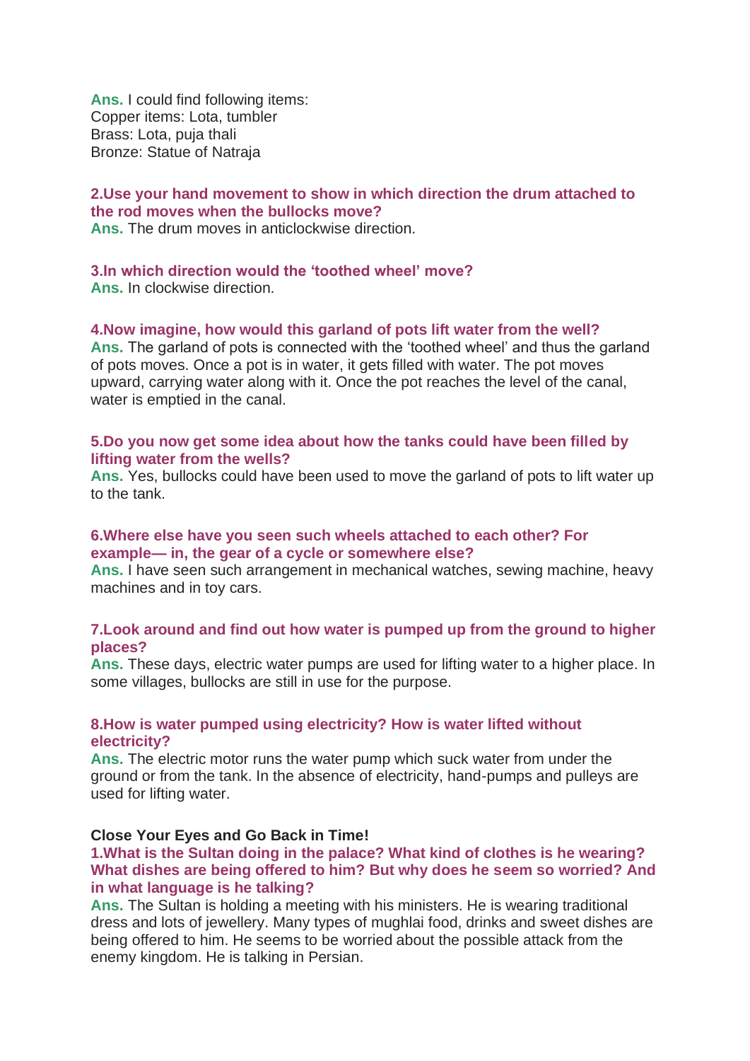**Ans.** I could find following items:
Copper items: Lota, tumbler
Brass: Lota, puja thali
Bronze: Statue of Natraja

**2.Use your hand movement to show in which direction the drum attached to the rod moves when the bullocks move?**
**Ans.** The drum moves in anticlockwise direction.

**3.In which direction would the 'toothed wheel' move?**
**Ans.** In clockwise direction.

**4.Now imagine, how would this garland of pots lift water from the well?**
**Ans.** The garland of pots is connected with the 'toothed wheel' and thus the garland of pots moves. Once a pot is in water, it gets filled with water. The pot moves upward, carrying water along with it. Once the pot reaches the level of the canal, water is emptied in the canal.

**5.Do you now get some idea about how the tanks could have been filled by lifting water from the wells?**
**Ans.** Yes, bullocks could have been used to move the garland of pots to lift water up to the tank.

**6.Where else have you seen such wheels attached to each other? For example— in, the gear of a cycle or somewhere else?**
**Ans.** I have seen such arrangement in mechanical watches, sewing machine, heavy machines and in toy cars.

**7.Look around and find out how water is pumped up from the ground to higher places?**
**Ans.** These days, electric water pumps are used for lifting water to a higher place. In some villages, bullocks are still in use for the purpose.

**8.How is water pumped using electricity? How is water lifted without electricity?**
**Ans.** The electric motor runs the water pump which suck water from under the ground or from the tank. In the absence of electricity, hand-pumps and pulleys are used for lifting water.

**Close Your Eyes and Go Back in Time!**

**1.What is the Sultan doing in the palace? What kind of clothes is he wearing? What dishes are being offered to him? But why does he seem so worried? And in what language is he talking?**
**Ans.** The Sultan is holding a meeting with his ministers. He is wearing traditional dress and lots of jewellery. Many types of mughlai food, drinks and sweet dishes are being offered to him. He seems to be worried about the possible attack from the enemy kingdom. He is talking in Persian.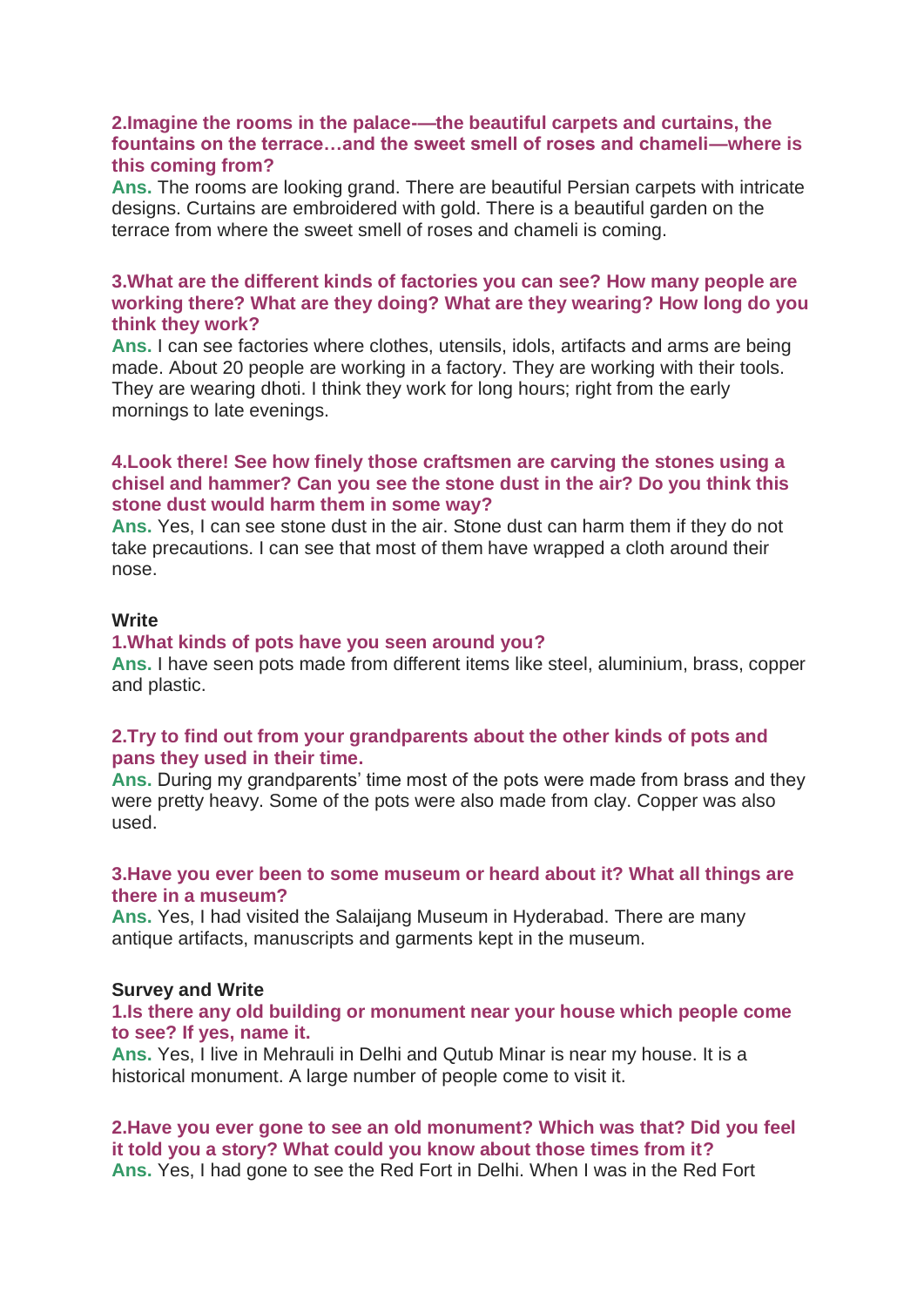**2.Imagine the rooms in the palace-—the beautiful carpets and curtains, the fountains on the terrace…and the sweet smell of roses and chameli—where is this coming from?**

**Ans.** The rooms are looking grand. There are beautiful Persian carpets with intricate designs. Curtains are embroidered with gold. There is a beautiful garden on the terrace from where the sweet smell of roses and chameli is coming.

**3.What are the different kinds of factories you can see? How many people are working there? What are they doing? What are they wearing? How long do you think they work?**

**Ans.** I can see factories where clothes, utensils, idols, artifacts and arms are being made. About 20 people are working in a factory. They are working with their tools. They are wearing dhoti. I think they work for long hours; right from the early mornings to late evenings.

**4.Look there! See how finely those craftsmen are carving the stones using a chisel and hammer? Can you see the stone dust in the air? Do you think this stone dust would harm them in some way?**

**Ans.** Yes, I can see stone dust in the air. Stone dust can harm them if they do not take precautions. I can see that most of them have wrapped a cloth around their nose.

**Write**

**1.What kinds of pots have you seen around you?**

**Ans.** I have seen pots made from different items like steel, aluminium, brass, copper and plastic.

**2.Try to find out from your grandparents about the other kinds of pots and pans they used in their time.**

**Ans.** During my grandparents' time most of the pots were made from brass and they were pretty heavy. Some of the pots were also made from clay. Copper was also used.

**3.Have you ever been to some museum or heard about it? What all things are there in a museum?**

**Ans.** Yes, I had visited the Salaijang Museum in Hyderabad. There are many antique artifacts, manuscripts and garments kept in the museum.

**Survey and Write**

**1.Is there any old building or monument near your house which people come to see? If yes, name it.**

**Ans.** Yes, I live in Mehrauli in Delhi and Qutub Minar is near my house. It is a historical monument. A large number of people come to visit it.

**2.Have you ever gone to see an old monument? Which was that? Did you feel it told you a story? What could you know about those times from it?**

**Ans.** Yes, I had gone to see the Red Fort in Delhi. When I was in the Red Fort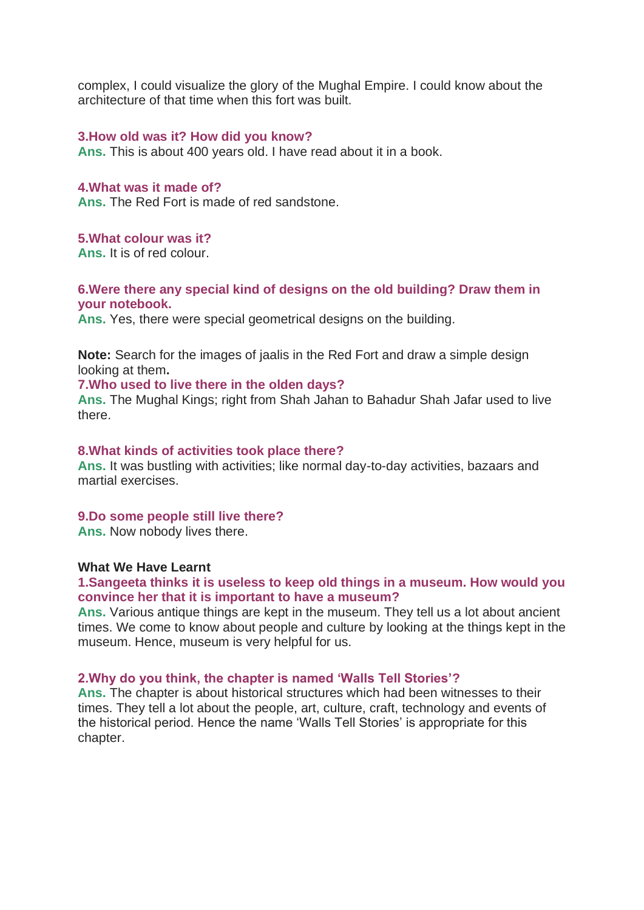complex, I could visualize the glory of the Mughal Empire. I could know about the architecture of that time when this fort was built.

**3.How old was it? How did you know?**

**Ans.** This is about 400 years old. I have read about it in a book.

**4.What was it made of?**

**Ans.** The Red Fort is made of red sandstone.

**5.What colour was it?**

**Ans.** It is of red colour.

**6.Were there any special kind of designs on the old building? Draw them in your notebook.**

**Ans.** Yes, there were special geometrical designs on the building.

**Note:** Search for the images of jaalis in the Red Fort and draw a simple design looking at them**.**

**7.Who used to live there in the olden days?**

**Ans.** The Mughal Kings; right from Shah Jahan to Bahadur Shah Jafar used to live there.

**8.What kinds of activities took place there?**

**Ans.** It was bustling with activities; like normal day-to-day activities, bazaars and martial exercises.

**9.Do some people still live there?**

**Ans.** Now nobody lives there.

**What We Have Learnt**

**1.Sangeeta thinks it is useless to keep old things in a museum. How would you convince her that it is important to have a museum?**

**Ans.** Various antique things are kept in the museum. They tell us a lot about ancient times. We come to know about people and culture by looking at the things kept in the museum. Hence, museum is very helpful for us.

**2.Why do you think, the chapter is named 'Walls Tell Stories'?**

**Ans.** The chapter is about historical structures which had been witnesses to their times. They tell a lot about the people, art, culture, craft, technology and events of the historical period. Hence the name 'Walls Tell Stories' is appropriate for this chapter.